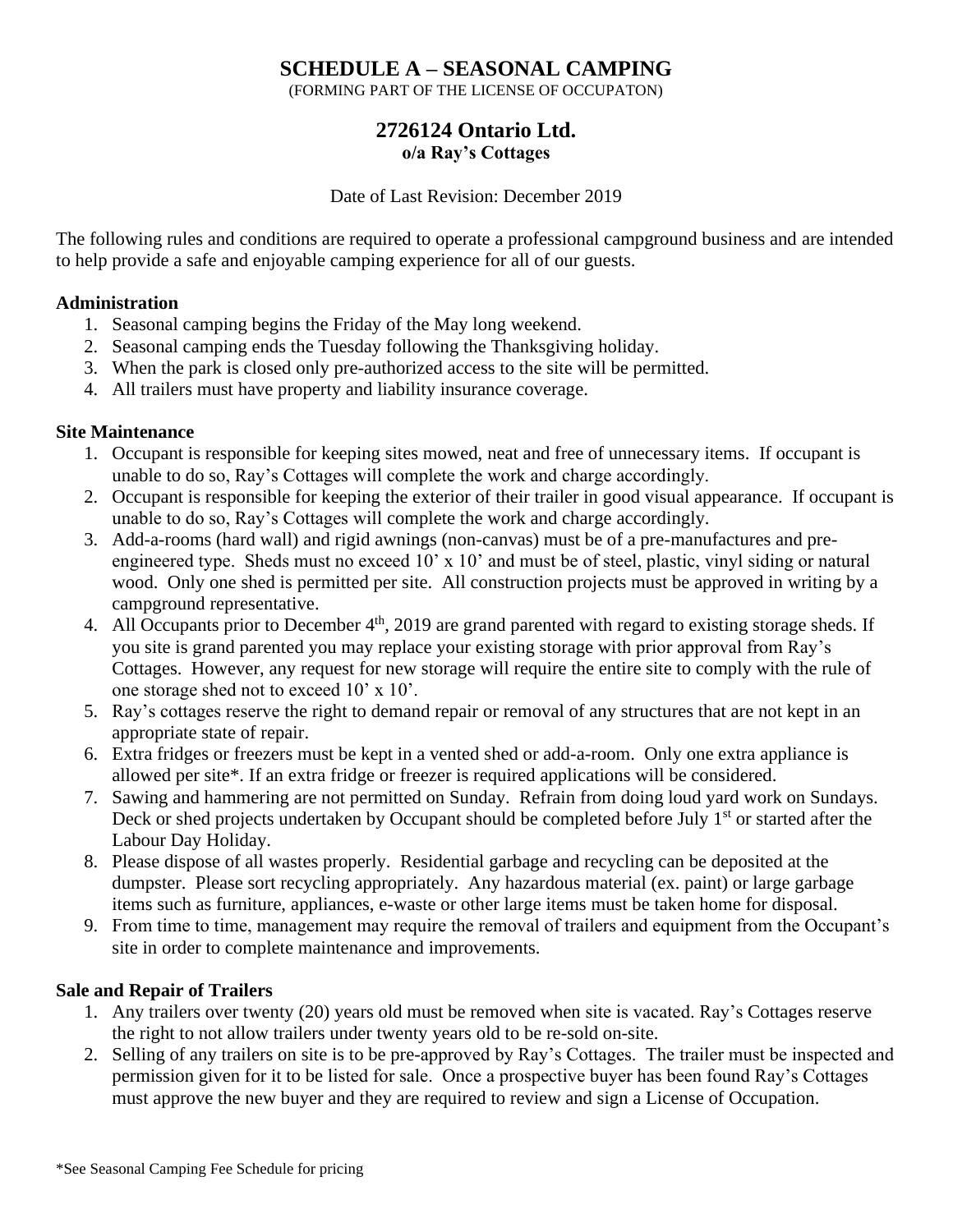# SCHEDULE A – SEASONAL CAMPING

(FORMING PART OF THE LICENSE OF OCCUPATON)

## 2726124 Ontario Ltd.

**o/a Ray's Cottages**

Date of Last Revision: December 2019

The following rules and conditions are required to operate a professional campground business and are intended to help provide a safe and enjoyable camping experience for all of our guests.

**Administration**

1. Seasonal camping begins the Friday of the May long weekend.
2. Seasonal camping ends the Tuesday following the Thanksgiving holiday.
3. When the park is closed only pre-authorized access to the site will be permitted.
4. All trailers must have property and liability insurance coverage.

**Site Maintenance**

1. Occupant is responsible for keeping sites mowed, neat and free of unnecessary items. If occupant is unable to do so, Ray's Cottages will complete the work and charge accordingly.
2. Occupant is responsible for keeping the exterior of their trailer in good visual appearance. If occupant is unable to do so, Ray's Cottages will complete the work and charge accordingly.
3. Add-a-rooms (hard wall) and rigid awnings (non-canvas) must be of a pre-manufactures and pre-engineered type. Sheds must no exceed 10' x 10' and must be of steel, plastic, vinyl siding or natural wood. Only one shed is permitted per site. All construction projects must be approved in writing by a campground representative.
4. All Occupants prior to December 4th, 2019 are grand parented with regard to existing storage sheds. If you site is grand parented you may replace your existing storage with prior approval from Ray's Cottages. However, any request for new storage will require the entire site to comply with the rule of one storage shed not to exceed 10' x 10'.
5. Ray's cottages reserve the right to demand repair or removal of any structures that are not kept in an appropriate state of repair.
6. Extra fridges or freezers must be kept in a vented shed or add-a-room. Only one extra appliance is allowed per site*. If an extra fridge or freezer is required applications will be considered.
7. Sawing and hammering are not permitted on Sunday. Refrain from doing loud yard work on Sundays. Deck or shed projects undertaken by Occupant should be completed before July 1st or started after the Labour Day Holiday.
8. Please dispose of all wastes properly. Residential garbage and recycling can be deposited at the dumpster. Please sort recycling appropriately. Any hazardous material (ex. paint) or large garbage items such as furniture, appliances, e-waste or other large items must be taken home for disposal.
9. From time to time, management may require the removal of trailers and equipment from the Occupant's site in order to complete maintenance and improvements.

**Sale and Repair of Trailers**

1. Any trailers over twenty (20) years old must be removed when site is vacated. Ray's Cottages reserve the right to not allow trailers under twenty years old to be re-sold on-site.
2. Selling of any trailers on site is to be pre-approved by Ray's Cottages. The trailer must be inspected and permission given for it to be listed for sale. Once a prospective buyer has been found Ray's Cottages must approve the new buyer and they are required to review and sign a License of Occupation.

*See Seasonal Camping Fee Schedule for pricing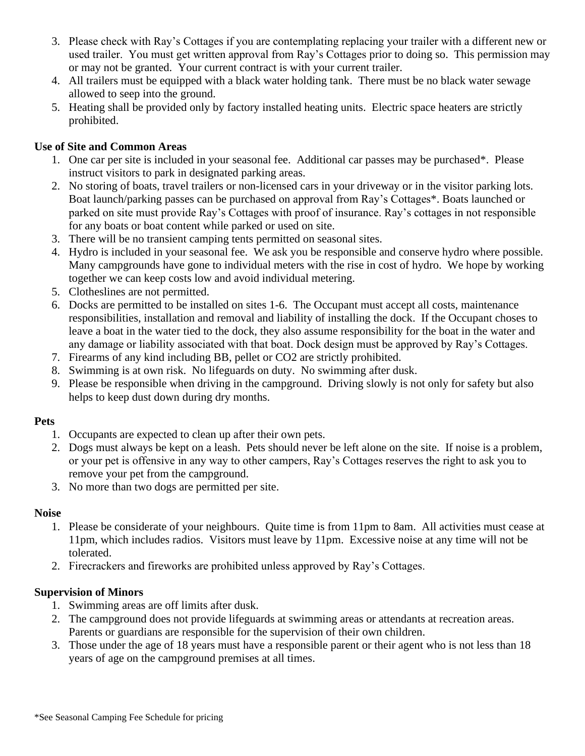3. Please check with Ray's Cottages if you are contemplating replacing your trailer with a different new or used trailer. You must get written approval from Ray's Cottages prior to doing so. This permission may or may not be granted. Your current contract is with your current trailer.
4. All trailers must be equipped with a black water holding tank. There must be no black water sewage allowed to seep into the ground.
5. Heating shall be provided only by factory installed heating units. Electric space heaters are strictly prohibited.

**Use of Site and Common Areas**

1. One car per site is included in your seasonal fee. Additional car passes may be purchased*. Please instruct visitors to park in designated parking areas.
2. No storing of boats, travel trailers or non-licensed cars in your driveway or in the visitor parking lots. Boat launch/parking passes can be purchased on approval from Ray's Cottages*. Boats launched or parked on site must provide Ray's Cottages with proof of insurance. Ray's cottages in not responsible for any boats or boat content while parked or used on site.
3. There will be no transient camping tents permitted on seasonal sites.
4. Hydro is included in your seasonal fee. We ask you be responsible and conserve hydro where possible. Many campgrounds have gone to individual meters with the rise in cost of hydro. We hope by working together we can keep costs low and avoid individual metering.
5. Clotheslines are not permitted.
6. Docks are permitted to be installed on sites 1-6. The Occupant must accept all costs, maintenance responsibilities, installation and removal and liability of installing the dock. If the Occupant choses to leave a boat in the water tied to the dock, they also assume responsibility for the boat in the water and any damage or liability associated with that boat. Dock design must be approved by Ray's Cottages.
7. Firearms of any kind including BB, pellet or CO2 are strictly prohibited.
8. Swimming is at own risk. No lifeguards on duty. No swimming after dusk.
9. Please be responsible when driving in the campground. Driving slowly is not only for safety but also helps to keep dust down during dry months.

**Pets**

1. Occupants are expected to clean up after their own pets.
2. Dogs must always be kept on a leash. Pets should never be left alone on the site. If noise is a problem, or your pet is offensive in any way to other campers, Ray's Cottages reserves the right to ask you to remove your pet from the campground.
3. No more than two dogs are permitted per site.

**Noise**

1. Please be considerate of your neighbours. Quite time is from 11pm to 8am. All activities must cease at 11pm, which includes radios. Visitors must leave by 11pm. Excessive noise at any time will not be tolerated.
2. Firecrackers and fireworks are prohibited unless approved by Ray's Cottages.

**Supervision of Minors**

1. Swimming areas are off limits after dusk.
2. The campground does not provide lifeguards at swimming areas or attendants at recreation areas. Parents or guardians are responsible for the supervision of their own children.
3. Those under the age of 18 years must have a responsible parent or their agent who is not less than 18 years of age on the campground premises at all times.

*See Seasonal Camping Fee Schedule for pricing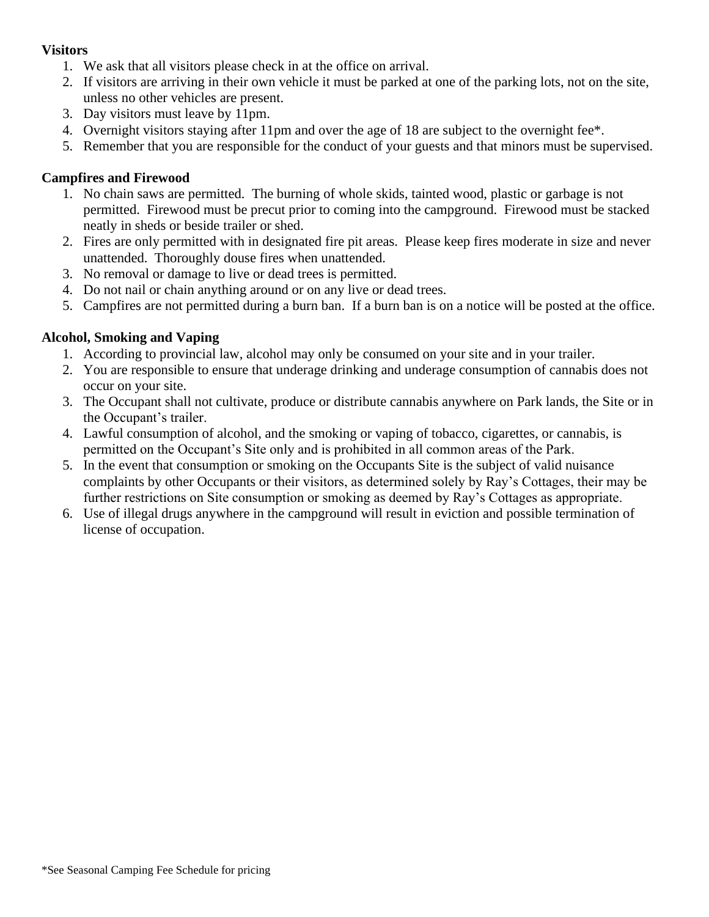**Visitors**

1. We ask that all visitors please check in at the office on arrival.
2. If visitors are arriving in their own vehicle it must be parked at one of the parking lots, not on the site, unless no other vehicles are present.
3. Day visitors must leave by 11pm.
4. Overnight visitors staying after 11pm and over the age of 18 are subject to the overnight fee*.
5. Remember that you are responsible for the conduct of your guests and that minors must be supervised.

**Campfires and Firewood**

1. No chain saws are permitted. The burning of whole skids, tainted wood, plastic or garbage is not permitted. Firewood must be precut prior to coming into the campground. Firewood must be stacked neatly in sheds or beside trailer or shed.
2. Fires are only permitted with in designated fire pit areas. Please keep fires moderate in size and never unattended. Thoroughly douse fires when unattended.
3. No removal or damage to live or dead trees is permitted.
4. Do not nail or chain anything around or on any live or dead trees.
5. Campfires are not permitted during a burn ban. If a burn ban is on a notice will be posted at the office.

**Alcohol, Smoking and Vaping**

1. According to provincial law, alcohol may only be consumed on your site and in your trailer.
2. You are responsible to ensure that underage drinking and underage consumption of cannabis does not occur on your site.
3. The Occupant shall not cultivate, produce or distribute cannabis anywhere on Park lands, the Site or in the Occupant's trailer.
4. Lawful consumption of alcohol, and the smoking or vaping of tobacco, cigarettes, or cannabis, is permitted on the Occupant's Site only and is prohibited in all common areas of the Park.
5. In the event that consumption or smoking on the Occupants Site is the subject of valid nuisance complaints by other Occupants or their visitors, as determined solely by Ray's Cottages, their may be further restrictions on Site consumption or smoking as deemed by Ray's Cottages as appropriate.
6. Use of illegal drugs anywhere in the campground will result in eviction and possible termination of license of occupation.

*See Seasonal Camping Fee Schedule for pricing